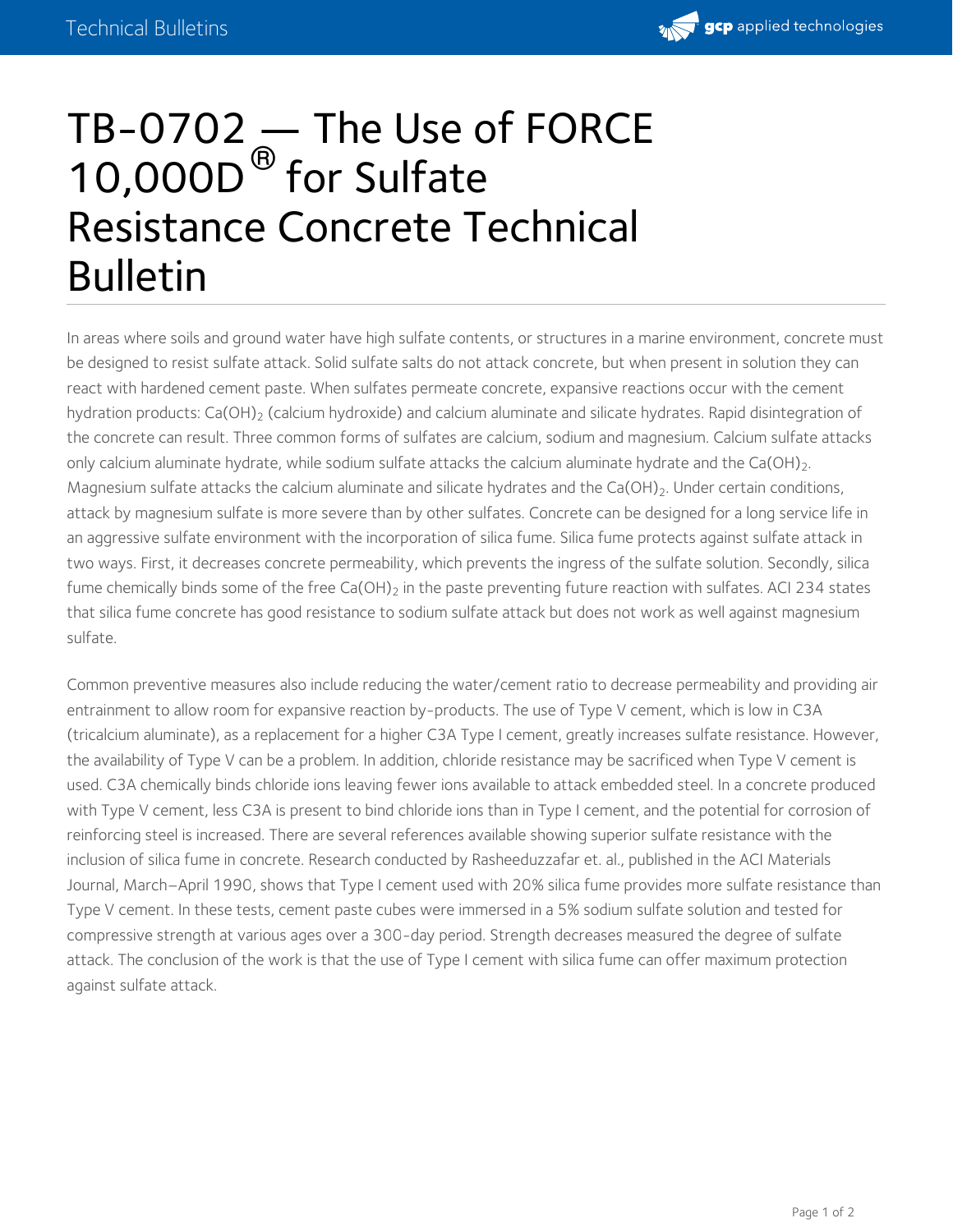# TB-0702 — The Use of FORCE 10,000D® for Sulfate Resistance Concrete Technical Bulletin

In areas where soils and ground water have high sulfate contents, or structures in a marine environment, concrete must be designed to resist sulfate attack. Solid sulfate salts do not attack concrete, but when present in solution they can react with hardened cement paste. When sulfates permeate concrete, expansive reactions occur with the cement hydration products: $Ca(OH)_2$ (calcium hydroxide) and calcium aluminate and silicate hydrates. Rapid disintegration of the concrete can result. Three common forms of sulfates are calcium, sodium and magnesium. Calcium sulfate attacks only calcium aluminate hydrate, while sodium sulfate attacks the calcium aluminate hydrate and the $Ca(OH)_2$. Magnesium sulfate attacks the calcium aluminate and silicate hydrates and the $Ca(OH)_2$. Under certain conditions, attack by magnesium sulfate is more severe than by other sulfates. Concrete can be designed for a long service life in an aggressive sulfate environment with the incorporation of silica fume. Silica fume protects against sulfate attack in two ways. First, it decreases concrete permeability, which prevents the ingress of the sulfate solution. Secondly, silica fume chemically binds some of the free $Ca(OH)_2$ in the paste preventing future reaction with sulfates. ACI 234 states that silica fume concrete has good resistance to sodium sulfate attack but does not work as well against magnesium sulfate.

Common preventive measures also include reducing the water/cement ratio to decrease permeability and providing air entrainment to allow room for expansive reaction by-products. The use of Type V cement, which is low in C3A (tricalcium aluminate), as a replacement for a higher C3A Type I cement, greatly increases sulfate resistance. However, the availability of Type V can be a problem. In addition, chloride resistance may be sacrificed when Type V cement is used. C3A chemically binds chloride ions leaving fewer ions available to attack embedded steel. In a concrete produced with Type V cement, less C3A is present to bind chloride ions than in Type I cement, and the potential for corrosion of reinforcing steel is increased. There are several references available showing superior sulfate resistance with the inclusion of silica fume in concrete. Research conducted by Rasheeduzzafar et. al., published in the ACI Materials Journal, March–April 1990, shows that Type I cement used with 20% silica fume provides more sulfate resistance than Type V cement. In these tests, cement paste cubes were immersed in a 5% sodium sulfate solution and tested for compressive strength at various ages over a 300-day period. Strength decreases measured the degree of sulfate attack. The conclusion of the work is that the use of Type I cement with silica fume can offer maximum protection against sulfate attack.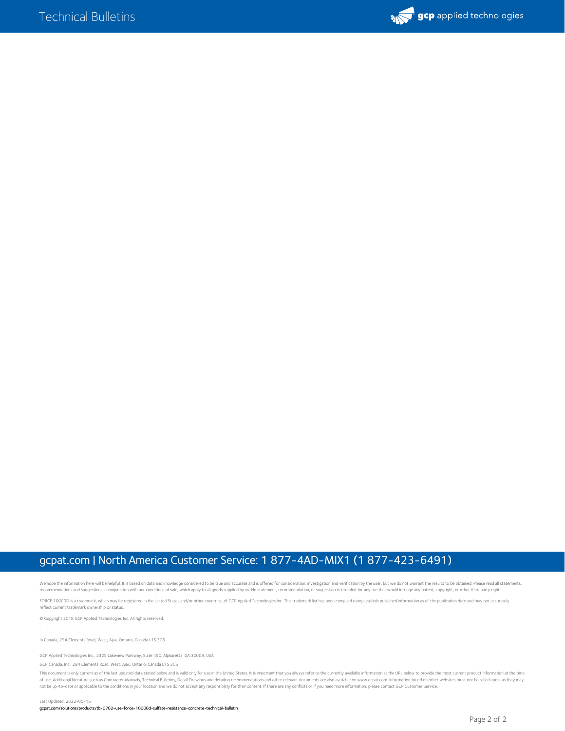gcpat.com | North America Customer Service: 1 877-4AD-MIX1 (1 877-423-6491)

We hope the information here will be helpful. It is based on data and knowledge considered to be true and accurate and is offered for consideration, investigation and verification by the user, but we do not warrant the results to be obtained. Please read all statements, recommendations and suggestions in conjunction with our conditions of sale, which apply to all goods supplied by us. No statement, recommendation, or suggestion is intended for any use that would infringe any patent, copyright, or other third party right.

FORCE 10000D is a trademark, which may be registered in the United States and/or other countries, of GCP Applied Technologies Inc. This trademark list has been compiled using available published information as of the publication date and may not accurately reflect current trademark ownership or status.

© Copyright 2018 GCP Applied Technologies Inc. All rights reserved.

.

In Canada, 294 Clements Road, West, Ajax, Ontario, Canada L1S 3C6.

GCP Applied Technologies Inc., 2325 Lakeview Parkway, Suite 450, Alpharetta, GA 30009, USA

GCP Canada, Inc., 294 Clements Road, West, Ajax, Ontario, Canada L1S 3C6

This document is only current as of the last updated date stated below and is valid only for use in the United States. It is important that you always refer to the currently available information at the URL below to provide the most current product information at the time of use. Additional literature such as Contractor Manuals, Technical Bulletins, Detail Drawings and detailing recommendations and other relevant documents are also available on www.gcpat.com. Information found on other websites must not be relied upon, as they may not be up-to-date or applicable to the conditions in your location and we do not accept any responsibility for their content. If there are any conflicts or if you need more information, please contact GCP Customer Service.

Last Updated: 2022-05-16

gcpat.com/solutions/products/tb-0702-use-force-10000d-sulfate-resistance-concrete-technical-bulletin